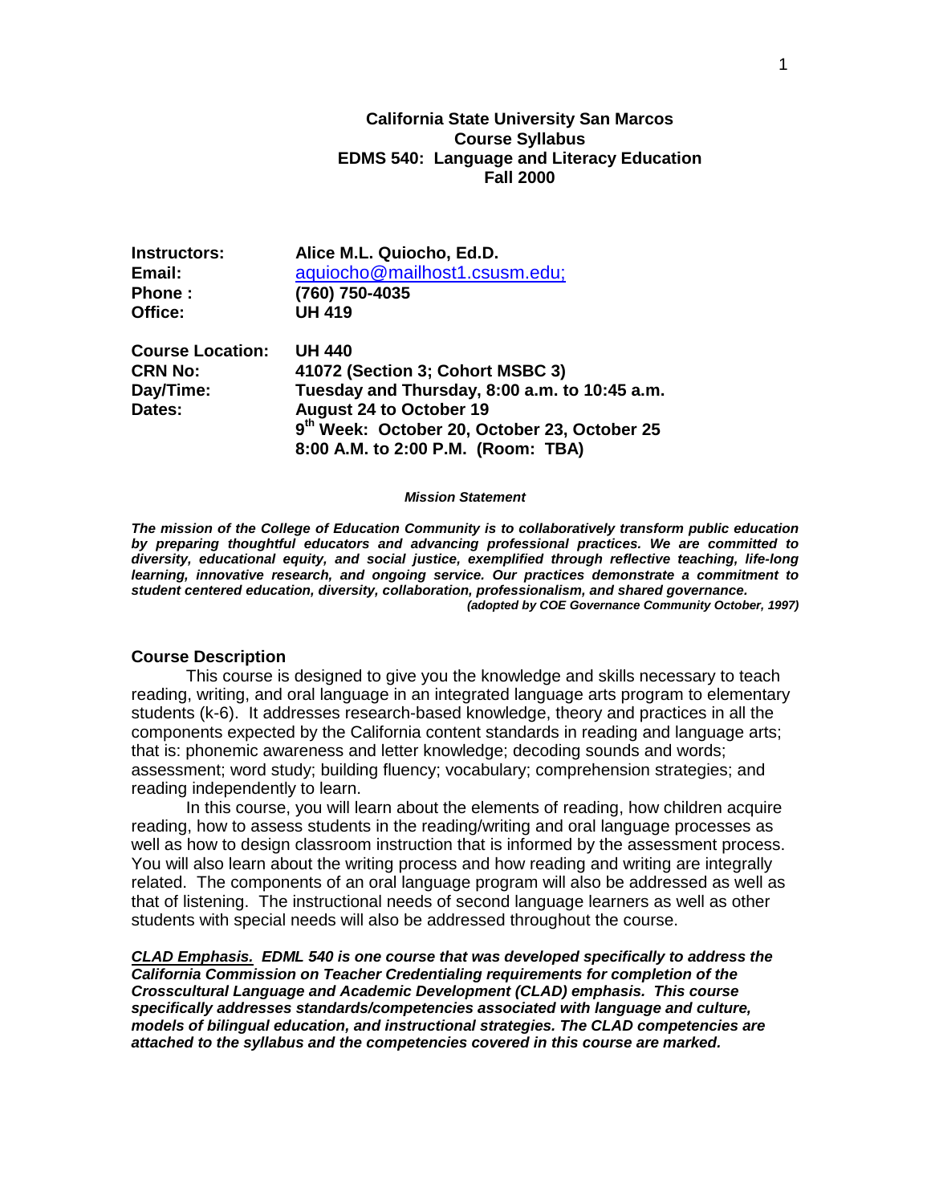**California State University San Marcos**
**Course Syllabus**
**EDMS 540: Language and Literacy Education**
**Fall 2000**

| | |
|---|---|
| **Instructors:** | **Alice M.L. Quiocho, Ed.D.** |
| **Email:** | aquiocho@mailhost1.csusm.edu; |
| **Phone :** | **(760) 750-4035** |
| **Office:** | **UH 419** |
| | |
| **Course Location:** | **UH 440** |
| **CRN No:** | **41072 (Section 3; Cohort MSBC 3)** |
| **Day/Time:** | **Tuesday and Thursday, 8:00 a.m. to 10:45 a.m.** |
| **Dates:** | **August 24 to October 19** |
| | **9th Week: October 20, October 23, October 25** |
| | **8:00 A.M. to 2:00 P.M. (Room: TBA)** |

***Mission Statement***

***The mission of the College of Education Community is to collaboratively transform public education by preparing thoughtful educators and advancing professional practices. We are committed to diversity, educational equity, and social justice, exemplified through reflective teaching, life-long learning, innovative research, and ongoing service. Our practices demonstrate a commitment to student centered education, diversity, collaboration, professionalism, and shared governance.***
***(adopted by COE Governance Community October, 1997)***

## Course Description

This course is designed to give you the knowledge and skills necessary to teach reading, writing, and oral language in an integrated language arts program to elementary students (k-6). It addresses research-based knowledge, theory and practices in all the components expected by the California content standards in reading and language arts; that is: phonemic awareness and letter knowledge; decoding sounds and words; assessment; word study; building fluency; vocabulary; comprehension strategies; and reading independently to learn.

In this course, you will learn about the elements of reading, how children acquire reading, how to assess students in the reading/writing and oral language processes as well as how to design classroom instruction that is informed by the assessment process. You will also learn about the writing process and how reading and writing are integrally related. The components of an oral language program will also be addressed as well as that of listening. The instructional needs of second language learners as well as other students with special needs will also be addressed throughout the course.

***<u>CLAD Emphasis.</u> EDML 540 is one course that was developed specifically to address the California Commission on Teacher Credentialing requirements for completion of the Crosscultural Language and Academic Development (CLAD) emphasis. This course specifically addresses standards/competencies associated with language and culture, models of bilingual education, and instructional strategies. The CLAD competencies are attached to the syllabus and the competencies covered in this course are marked.***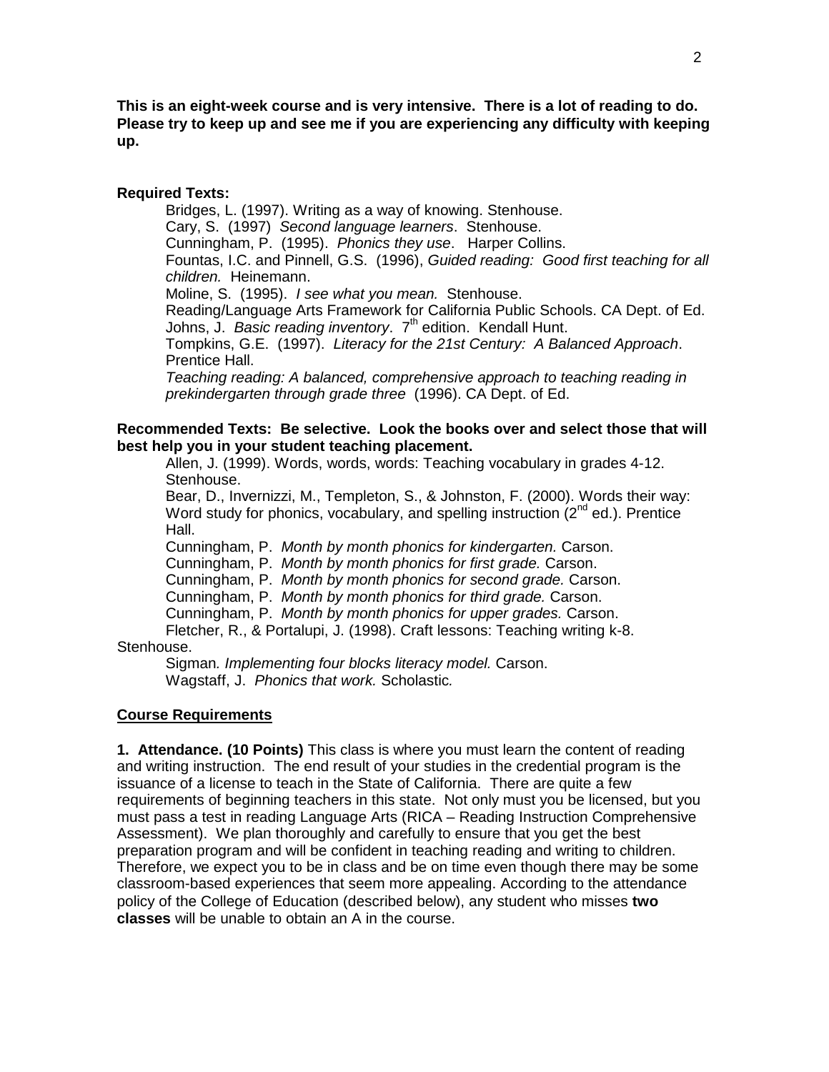**This is an eight-week course and is very intensive. There is a lot of reading to do. Please try to keep up and see me if you are experiencing any difficulty with keeping up.**

**Required Texts:**

Bridges, L. (1997). Writing as a way of knowing. Stenhouse.
Cary, S. (1997) *Second language learners*. Stenhouse.
Cunningham, P. (1995). *Phonics they use*. Harper Collins.
Fountas, I.C. and Pinnell, G.S. (1996), *Guided reading: Good first teaching for all children.* Heinemann.
Moline, S. (1995). *I see what you mean.* Stenhouse.
Reading/Language Arts Framework for California Public Schools. CA Dept. of Ed.
Johns, J. *Basic reading inventory*. 7th edition. Kendall Hunt.
Tompkins, G.E. (1997). *Literacy for the 21st Century: A Balanced Approach*. Prentice Hall.
*Teaching reading: A balanced, comprehensive approach to teaching reading in prekindergarten through grade three* (1996). CA Dept. of Ed.

**Recommended Texts: Be selective. Look the books over and select those that will best help you in your student teaching placement.**

Allen, J. (1999). Words, words, words: Teaching vocabulary in grades 4-12. Stenhouse.
Bear, D., Invernizzi, M., Templeton, S., & Johnston, F. (2000). Words their way: Word study for phonics, vocabulary, and spelling instruction (2nd ed.). Prentice Hall.
Cunningham, P. *Month by month phonics for kindergarten.* Carson.
Cunningham, P. *Month by month phonics for first grade.* Carson.
Cunningham, P. *Month by month phonics for second grade.* Carson.
Cunningham, P. *Month by month phonics for third grade.* Carson.
Cunningham, P. *Month by month phonics for upper grades.* Carson.
Fletcher, R., & Portalupi, J. (1998). Craft lessons: Teaching writing k-8. Stenhouse.
Sigman*. Implementing four blocks literacy model.* Carson.
Wagstaff, J. *Phonics that work.* Scholastic*.*

## Course Requirements

**1. Attendance. (10 Points)** This class is where you must learn the content of reading and writing instruction. The end result of your studies in the credential program is the issuance of a license to teach in the State of California. There are quite a few requirements of beginning teachers in this state. Not only must you be licensed, but you must pass a test in reading Language Arts (RICA – Reading Instruction Comprehensive Assessment). We plan thoroughly and carefully to ensure that you get the best preparation program and will be confident in teaching reading and writing to children. Therefore, we expect you to be in class and be on time even though there may be some classroom-based experiences that seem more appealing. According to the attendance policy of the College of Education (described below), any student who misses **two classes** will be unable to obtain an A in the course.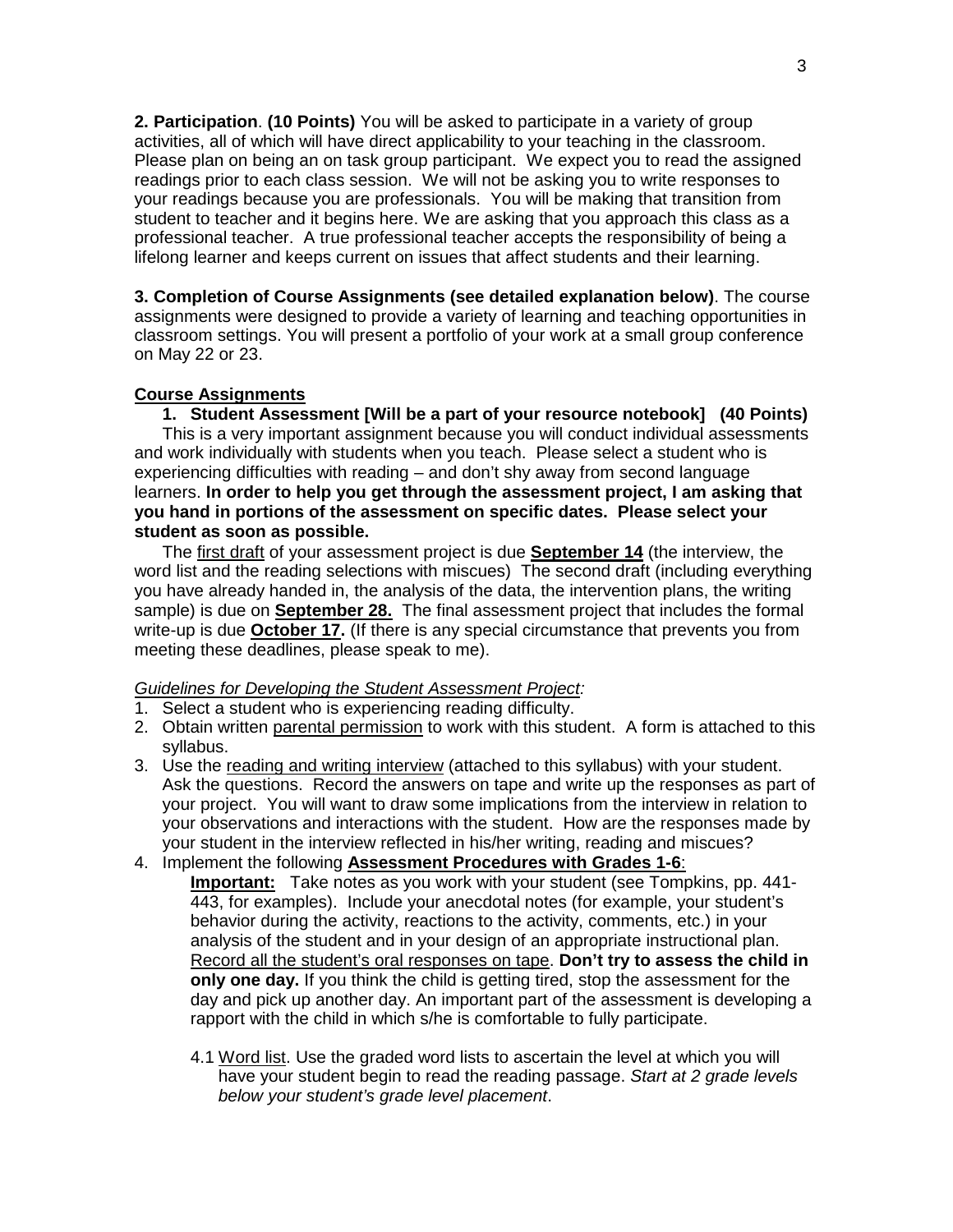**2. Participation**. **(10 Points)** You will be asked to participate in a variety of group activities, all of which will have direct applicability to your teaching in the classroom. Please plan on being an on task group participant. We expect you to read the assigned readings prior to each class session. We will not be asking you to write responses to your readings because you are professionals. You will be making that transition from student to teacher and it begins here. We are asking that you approach this class as a professional teacher. A true professional teacher accepts the responsibility of being a lifelong learner and keeps current on issues that affect students and their learning.

**3. Completion of Course Assignments (see detailed explanation below)**. The course assignments were designed to provide a variety of learning and teaching opportunities in classroom settings. You will present a portfolio of your work at a small group conference on May 22 or 23.

**Course Assignments**

**1. Student Assessment [Will be a part of your resource notebook] (40 Points)**

This is a very important assignment because you will conduct individual assessments and work individually with students when you teach. Please select a student who is experiencing difficulties with reading – and don't shy away from second language learners. **In order to help you get through the assessment project, I am asking that you hand in portions of the assessment on specific dates. Please select your student as soon as possible.**

The first draft of your assessment project is due **September 14** (the interview, the word list and the reading selections with miscues) The second draft (including everything you have already handed in, the analysis of the data, the intervention plans, the writing sample) is due on **September 28.** The final assessment project that includes the formal write-up is due **October 17.** (If there is any special circumstance that prevents you from meeting these deadlines, please speak to me).

*Guidelines for Developing the Student Assessment Project:*

1. Select a student who is experiencing reading difficulty.
2. Obtain written parental permission to work with this student. A form is attached to this syllabus.
3. Use the reading and writing interview (attached to this syllabus) with your student. Ask the questions. Record the answers on tape and write up the responses as part of your project. You will want to draw some implications from the interview in relation to your observations and interactions with the student. How are the responses made by your student in the interview reflected in his/her writing, reading and miscues?
4. Implement the following **Assessment Procedures with Grades 1-6**:

   **Important:** Take notes as you work with your student (see Tompkins, pp. 441-443, for examples). Include your anecdotal notes (for example, your student's behavior during the activity, reactions to the activity, comments, etc.) in your analysis of the student and in your design of an appropriate instructional plan. Record all the student's oral responses on tape. **Don't try to assess the child in only one day.** If you think the child is getting tired, stop the assessment for the day and pick up another day. An important part of the assessment is developing a rapport with the child in which s/he is comfortable to fully participate.

   4.1 Word list. Use the graded word lists to ascertain the level at which you will have your student begin to read the reading passage. *Start at 2 grade levels below your student's grade level placement*.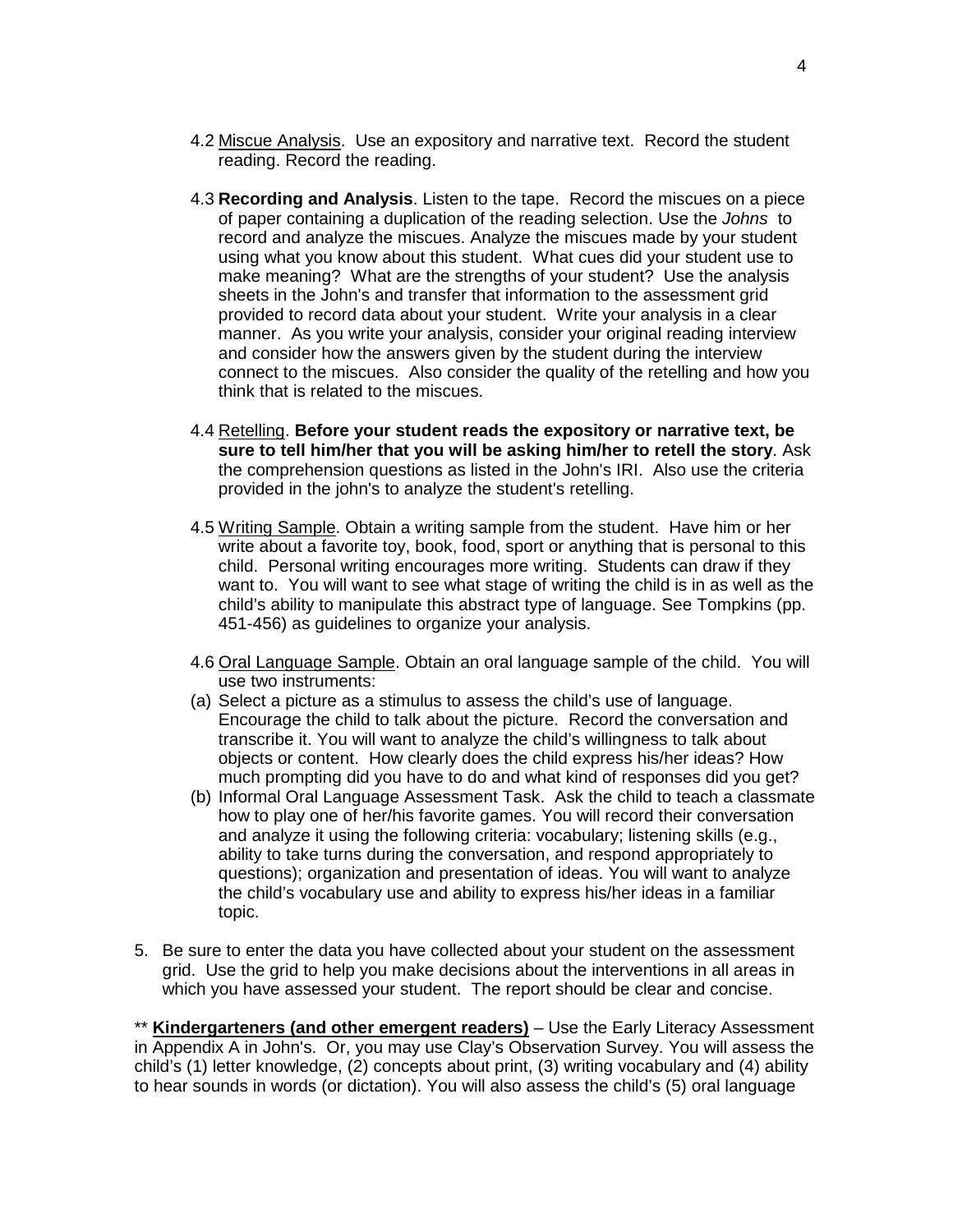4.2 <u>Miscue Analysis</u>. Use an expository and narrative text. Record the student reading. Record the reading.

4.3 **Recording and Analysis**. Listen to the tape. Record the miscues on a piece of paper containing a duplication of the reading selection. Use the *Johns* to record and analyze the miscues. Analyze the miscues made by your student using what you know about this student. What cues did your student use to make meaning? What are the strengths of your student? Use the analysis sheets in the John's and transfer that information to the assessment grid provided to record data about your student. Write your analysis in a clear manner. As you write your analysis, consider your original reading interview and consider how the answers given by the student during the interview connect to the miscues. Also consider the quality of the retelling and how you think that is related to the miscues.

4.4 <u>Retelling</u>. **Before your student reads the expository or narrative text, be sure to tell him/her that you will be asking him/her to retell the story**. Ask the comprehension questions as listed in the John's IRI. Also use the criteria provided in the john's to analyze the student's retelling.

4.5 <u>Writing Sample</u>. Obtain a writing sample from the student. Have him or her write about a favorite toy, book, food, sport or anything that is personal to this child. Personal writing encourages more writing. Students can draw if they want to. You will want to see what stage of writing the child is in as well as the child's ability to manipulate this abstract type of language. See Tompkins (pp. 451-456) as guidelines to organize your analysis.

4.6 <u>Oral Language Sample</u>. Obtain an oral language sample of the child. You will use two instruments:

(a) Select a picture as a stimulus to assess the child's use of language. Encourage the child to talk about the picture. Record the conversation and transcribe it. You will want to analyze the child's willingness to talk about objects or content. How clearly does the child express his/her ideas? How much prompting did you have to do and what kind of responses did you get?

(b) Informal Oral Language Assessment Task. Ask the child to teach a classmate how to play one of her/his favorite games. You will record their conversation and analyze it using the following criteria: vocabulary; listening skills (e.g., ability to take turns during the conversation, and respond appropriately to questions); organization and presentation of ideas. You will want to analyze the child's vocabulary use and ability to express his/her ideas in a familiar topic.

5. Be sure to enter the data you have collected about your student on the assessment grid. Use the grid to help you make decisions about the interventions in all areas in which you have assessed your student. The report should be clear and concise.

** <u>**Kindergarteners (and other emergent readers)**</u> – Use the Early Literacy Assessment in Appendix A in John's. Or, you may use Clay's Observation Survey. You will assess the child's (1) letter knowledge, (2) concepts about print, (3) writing vocabulary and (4) ability to hear sounds in words (or dictation). You will also assess the child's (5) oral language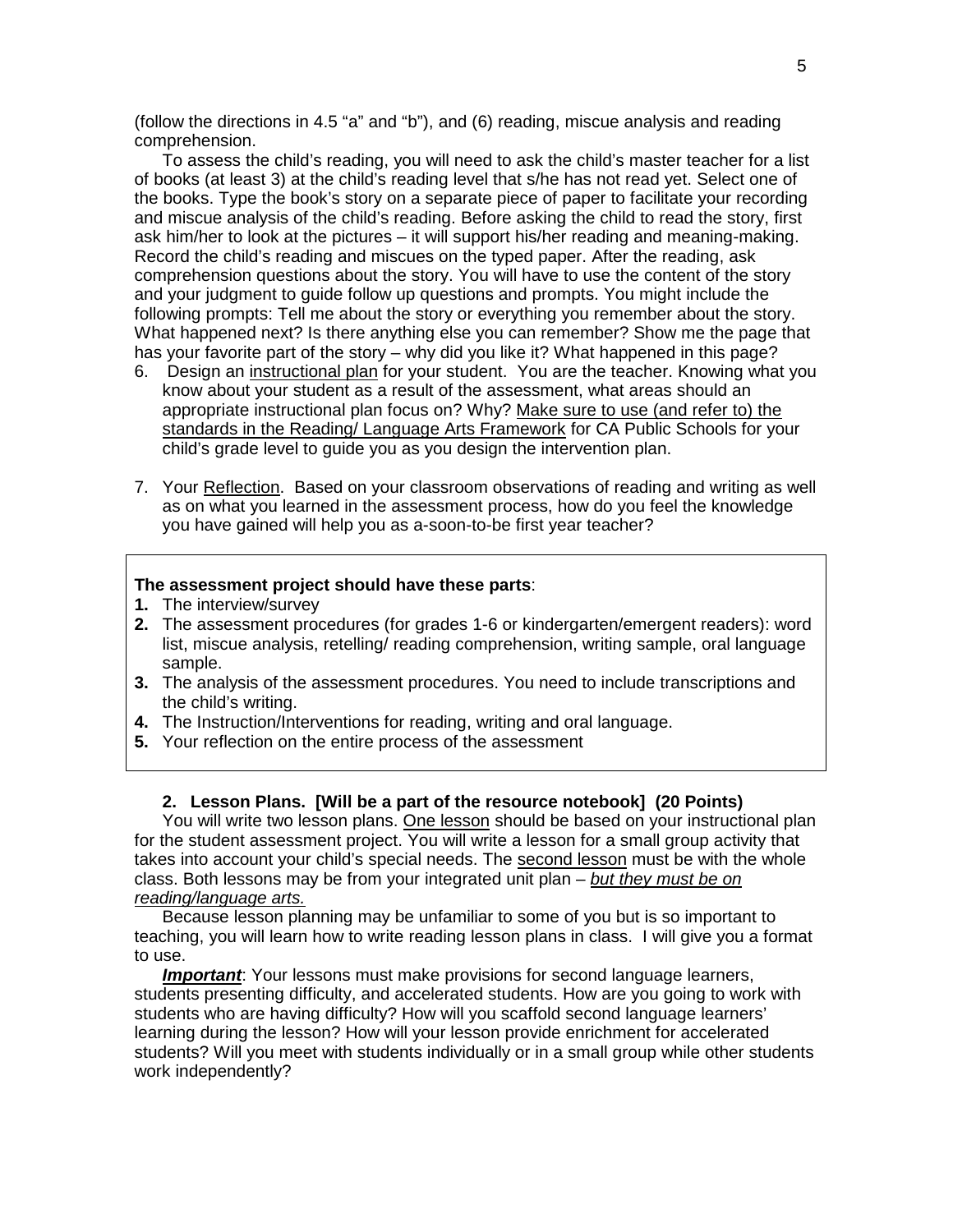(follow the directions in 4.5 "a" and "b"), and (6) reading, miscue analysis and reading comprehension.

To assess the child's reading, you will need to ask the child's master teacher for a list of books (at least 3) at the child's reading level that s/he has not read yet. Select one of the books. Type the book's story on a separate piece of paper to facilitate your recording and miscue analysis of the child's reading. Before asking the child to read the story, first ask him/her to look at the pictures – it will support his/her reading and meaning-making. Record the child's reading and miscues on the typed paper. After the reading, ask comprehension questions about the story. You will have to use the content of the story and your judgment to guide follow up questions and prompts. You might include the following prompts: Tell me about the story or everything you remember about the story. What happened next? Is there anything else you can remember? Show me the page that has your favorite part of the story – why did you like it? What happened in this page?

6. Design an instructional plan for your student. You are the teacher. Knowing what you know about your student as a result of the assessment, what areas should an appropriate instructional plan focus on? Why? Make sure to use (and refer to) the standards in the Reading/ Language Arts Framework for CA Public Schools for your child's grade level to guide you as you design the intervention plan.

7. Your Reflection. Based on your classroom observations of reading and writing as well as on what you learned in the assessment process, how do you feel the knowledge you have gained will help you as a-soon-to-be first year teacher?

**The assessment project should have these parts**:

**1.** The interview/survey
**2.** The assessment procedures (for grades 1-6 or kindergarten/emergent readers): word list, miscue analysis, retelling/ reading comprehension, writing sample, oral language sample.
**3.** The analysis of the assessment procedures. You need to include transcriptions and the child's writing.
**4.** The Instruction/Interventions for reading, writing and oral language.
**5.** Your reflection on the entire process of the assessment

### 2. Lesson Plans. [Will be a part of the resource notebook] (20 Points)

You will write two lesson plans. One lesson should be based on your instructional plan for the student assessment project. You will write a lesson for a small group activity that takes into account your child's special needs. The second lesson must be with the whole class. Both lessons may be from your integrated unit plan – *but they must be on reading/language arts.*

Because lesson planning may be unfamiliar to some of you but is so important to teaching, you will learn how to write reading lesson plans in class. I will give you a format to use.

***Important***: Your lessons must make provisions for second language learners, students presenting difficulty, and accelerated students. How are you going to work with students who are having difficulty? How will you scaffold second language learners' learning during the lesson? How will your lesson provide enrichment for accelerated students? Will you meet with students individually or in a small group while other students work independently?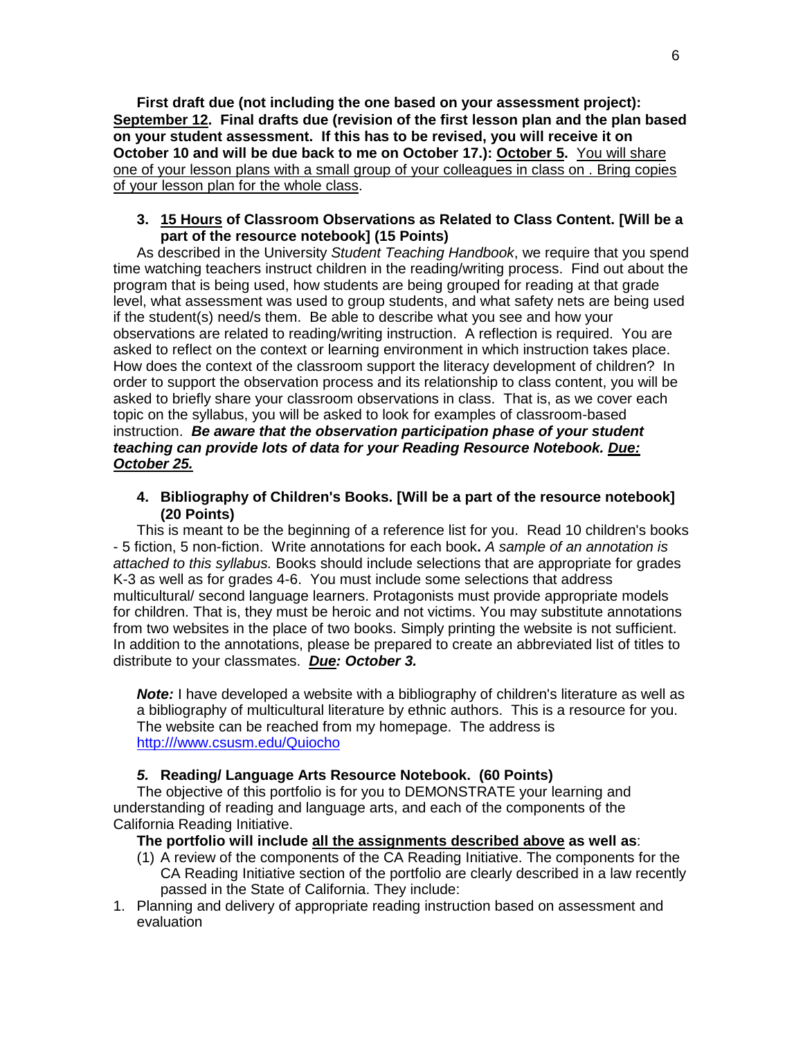**First draft due (not including the one based on your assessment project): September 12. Final drafts due (revision of the first lesson plan and the plan based on your student assessment. If this has to be revised, you will receive it on October 10 and will be due back to me on October 17.): October 5.** You will share one of your lesson plans with a small group of your colleagues in class on . Bring copies of your lesson plan for the whole class.

3. **15 Hours of Classroom Observations as Related to Class Content. [Will be a part of the resource notebook] (15 Points)**

As described in the University *Student Teaching Handbook*, we require that you spend time watching teachers instruct children in the reading/writing process. Find out about the program that is being used, how students are being grouped for reading at that grade level, what assessment was used to group students, and what safety nets are being used if the student(s) need/s them. Be able to describe what you see and how your observations are related to reading/writing instruction. A reflection is required. You are asked to reflect on the context or learning environment in which instruction takes place. How does the context of the classroom support the literacy development of children? In order to support the observation process and its relationship to class content, you will be asked to briefly share your classroom observations in class. That is, as we cover each topic on the syllabus, you will be asked to look for examples of classroom-based instruction. ***Be aware that the observation participation phase of your student teaching can provide lots of data for your Reading Resource Notebook. Due: October 25.***

4. **Bibliography of Children's Books. [Will be a part of the resource notebook] (20 Points)**

This is meant to be the beginning of a reference list for you. Read 10 children's books - 5 fiction, 5 non-fiction. Write annotations for each book**.** *A sample of an annotation is attached to this syllabus.* Books should include selections that are appropriate for grades K-3 as well as for grades 4-6. You must include some selections that address multicultural/ second language learners. Protagonists must provide appropriate models for children. That is, they must be heroic and not victims. You may substitute annotations from two websites in the place of two books. Simply printing the website is not sufficient. In addition to the annotations, please be prepared to create an abbreviated list of titles to distribute to your classmates. ***Due: October 3.***

***Note:*** I have developed a website with a bibliography of children's literature as well as a bibliography of multicultural literature by ethnic authors. This is a resource for you. The website can be reached from my homepage. The address is http:///www.csusm.edu/Quiocho

***5.*** **Reading/ Language Arts Resource Notebook. (60 Points)**

The objective of this portfolio is for you to DEMONSTRATE your learning and understanding of reading and language arts, and each of the components of the California Reading Initiative.

**The portfolio will include all the assignments described above as well as**:

(1) A review of the components of the CA Reading Initiative. The components for the CA Reading Initiative section of the portfolio are clearly described in a law recently passed in the State of California. They include:

1. Planning and delivery of appropriate reading instruction based on assessment and evaluation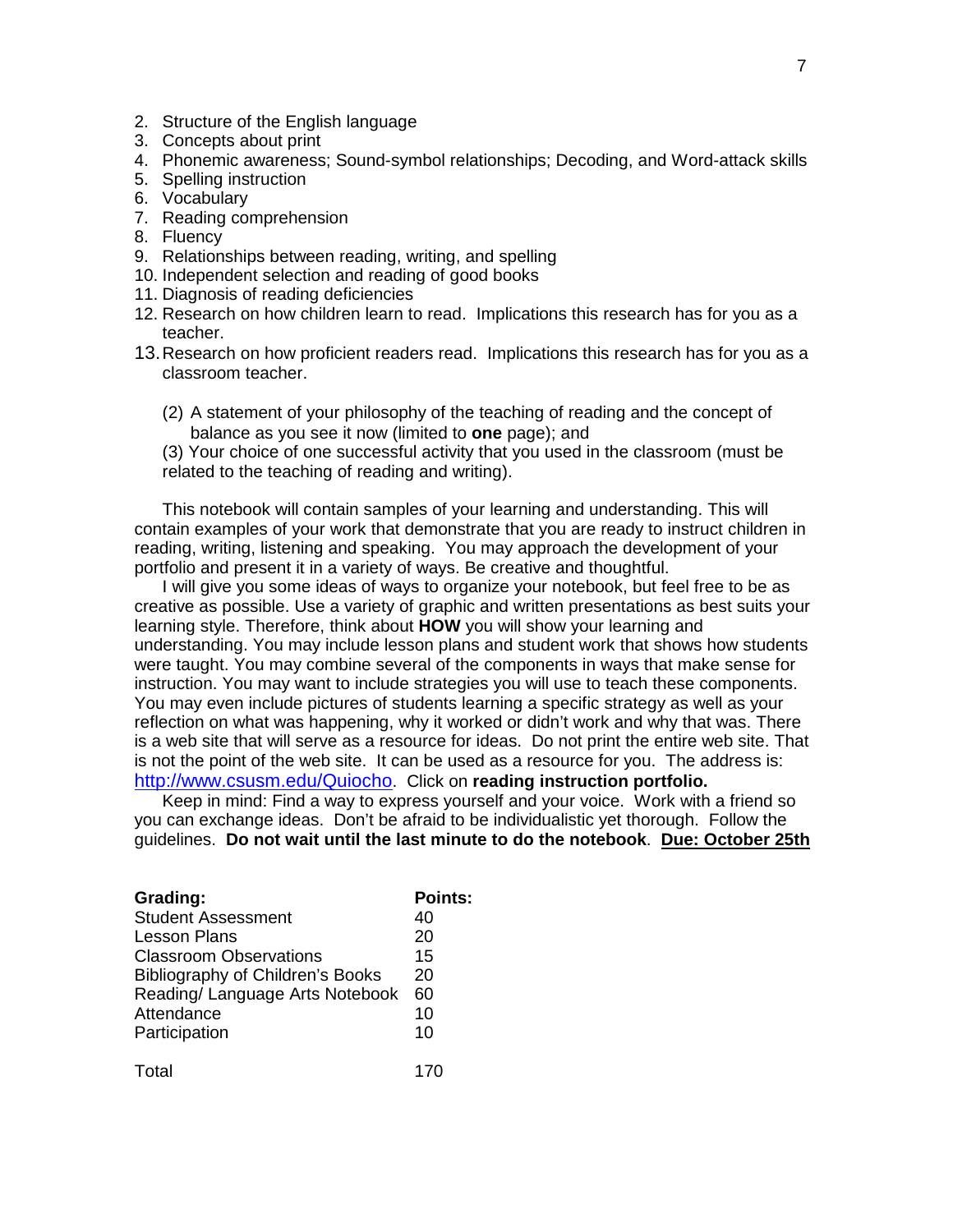2. Structure of the English language
3. Concepts about print
4. Phonemic awareness; Sound-symbol relationships; Decoding, and Word-attack skills
5. Spelling instruction
6. Vocabulary
7. Reading comprehension
8. Fluency
9. Relationships between reading, writing, and spelling
10. Independent selection and reading of good books
11. Diagnosis of reading deficiencies
12. Research on how children learn to read. Implications this research has for you as a teacher.
13. Research on how proficient readers read. Implications this research has for you as a classroom teacher.

(2) A statement of your philosophy of the teaching of reading and the concept of balance as you see it now (limited to **one** page); and

(3) Your choice of one successful activity that you used in the classroom (must be related to the teaching of reading and writing).

This notebook will contain samples of your learning and understanding. This will contain examples of your work that demonstrate that you are ready to instruct children in reading, writing, listening and speaking. You may approach the development of your portfolio and present it in a variety of ways. Be creative and thoughtful.

I will give you some ideas of ways to organize your notebook, but feel free to be as creative as possible. Use a variety of graphic and written presentations as best suits your learning style. Therefore, think about **HOW** you will show your learning and understanding. You may include lesson plans and student work that shows how students were taught. You may combine several of the components in ways that make sense for instruction. You may want to include strategies you will use to teach these components. You may even include pictures of students learning a specific strategy as well as your reflection on what was happening, why it worked or didn't work and why that was. There is a web site that will serve as a resource for ideas. Do not print the entire web site. That is not the point of the web site. It can be used as a resource for you. The address is: http://www.csusm.edu/Quiocho. Click on **reading instruction portfolio.**

Keep in mind: Find a way to express yourself and your voice. Work with a friend so you can exchange ideas. Don't be afraid to be individualistic yet thorough. Follow the guidelines. **Do not wait until the last minute to do the notebook**. **Due: October 25th**

| **Grading:** | **Points:** |
|---|---|
| Student Assessment | 40 |
| Lesson Plans | 20 |
| Classroom Observations | 15 |
| Bibliography of Children's Books | 20 |
| Reading/ Language Arts Notebook | 60 |
| Attendance | 10 |
| Participation | 10 |
| Total | 170 |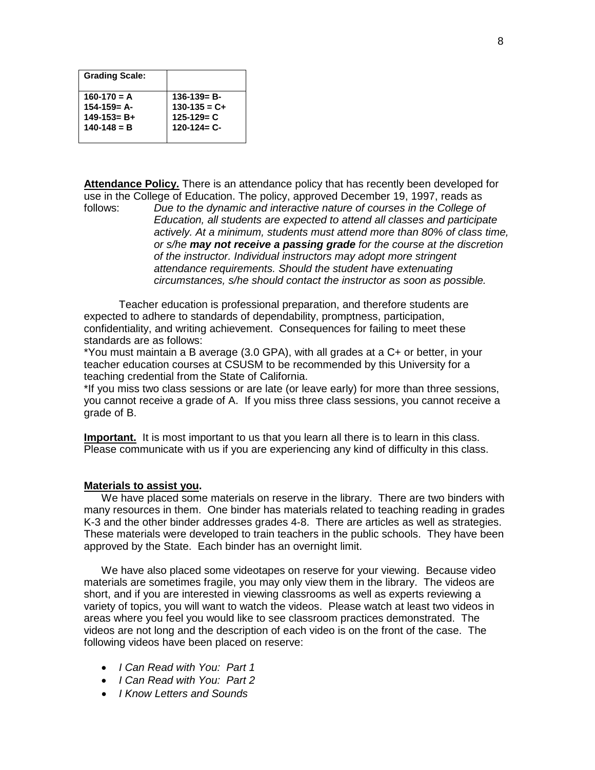| **Grading Scale:** | |
|---|---|
| **160-170 = A** | **136-139= B-** |
| **154-159= A-** | **130-135 = C+** |
| **149-153= B+** | **125-129= C** |
| **140-148 = B** | **120-124= C-** |

**Attendance Policy.** There is an attendance policy that has recently been developed for use in the College of Education. The policy, approved December 19, 1997, reads as follows:

> *Due to the dynamic and interactive nature of courses in the College of Education, all students are expected to attend all classes and participate actively. At a minimum, students must attend more than 80% of class time, or s/he **may not receive a passing grade** for the course at the discretion of the instructor. Individual instructors may adopt more stringent attendance requirements. Should the student have extenuating circumstances, s/he should contact the instructor as soon as possible.*

Teacher education is professional preparation, and therefore students are expected to adhere to standards of dependability, promptness, participation, confidentiality, and writing achievement. Consequences for failing to meet these standards are as follows:

*You must maintain a B average (3.0 GPA), with all grades at a C+ or better, in your teacher education courses at CSUSM to be recommended by this University for a teaching credential from the State of California.

*If you miss two class sessions or are late (or leave early) for more than three sessions, you cannot receive a grade of A. If you miss three class sessions, you cannot receive a grade of B.

**Important.** It is most important to us that you learn all there is to learn in this class. Please communicate with us if you are experiencing any kind of difficulty in this class.

**Materials to assist you.**

We have placed some materials on reserve in the library. There are two binders with many resources in them. One binder has materials related to teaching reading in grades K-3 and the other binder addresses grades 4-8. There are articles as well as strategies. These materials were developed to train teachers in the public schools. They have been approved by the State. Each binder has an overnight limit.

We have also placed some videotapes on reserve for your viewing. Because video materials are sometimes fragile, you may only view them in the library. The videos are short, and if you are interested in viewing classrooms as well as experts reviewing a variety of topics, you will want to watch the videos. Please watch at least two videos in areas where you feel you would like to see classroom practices demonstrated. The videos are not long and the description of each video is on the front of the case. The following videos have been placed on reserve:

- *I Can Read with You: Part 1*
- *I Can Read with You: Part 2*
- *I Know Letters and Sounds*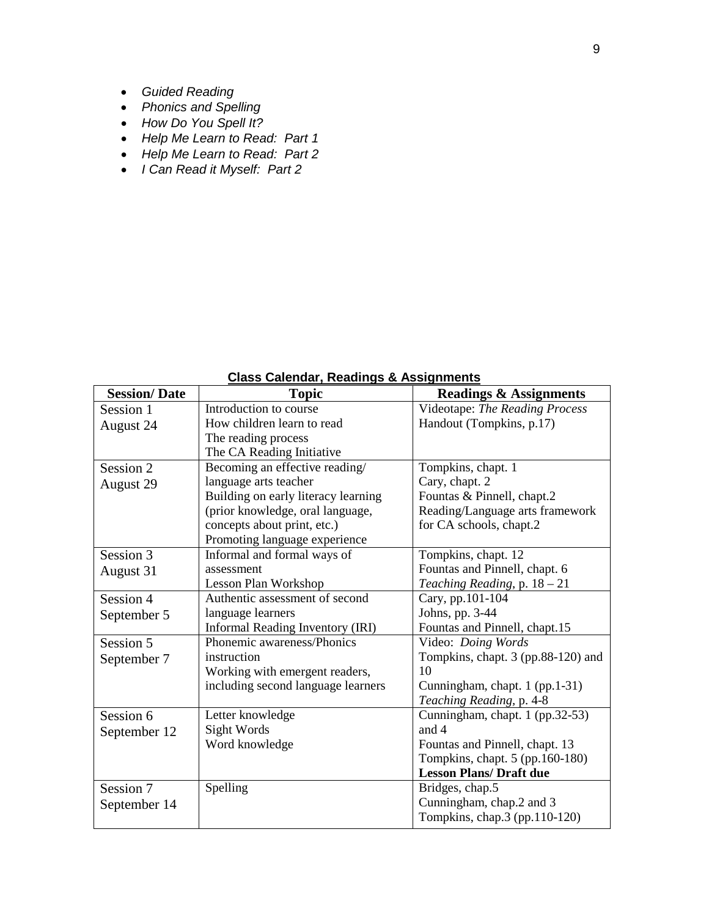- *Guided Reading*
- *Phonics and Spelling*
- *How Do You Spell It?*
- *Help Me Learn to Read: Part 1*
- *Help Me Learn to Read: Part 2*
- *I Can Read it Myself: Part 2*

**Class Calendar, Readings & Assignments**

| Session/ Date | Topic | Readings & Assignments |
|---|---|---|
| Session 1<br>August 24 | Introduction to course<br>How children learn to read<br>The reading process<br>The CA Reading Initiative | Videotape: *The Reading Process*<br>Handout (Tompkins, p.17) |
| Session 2<br>August 29 | Becoming an effective reading/ language arts teacher<br>Building on early literacy learning (prior knowledge, oral language, concepts about print, etc.)<br>Promoting language experience | Tompkins, chapt. 1<br>Cary, chapt. 2<br>Fountas & Pinnell, chapt.2<br>Reading/Language arts framework for CA schools, chapt.2 |
| Session 3<br>August 31 | Informal and formal ways of assessment<br>Lesson Plan Workshop | Tompkins, chapt. 12<br>Fountas and Pinnell, chapt. 6<br>*Teaching Reading*, p. 18 – 21 |
| Session 4<br>September 5 | Authentic assessment of second language learners<br>Informal Reading Inventory (IRI) | Cary, pp.101-104<br>Johns, pp. 3-44<br>Fountas and Pinnell, chapt.15 |
| Session 5<br>September 7 | Phonemic awareness/Phonics instruction<br>Working with emergent readers, including second language learners | Video: *Doing Words*<br>Tompkins, chapt. 3 (pp.88-120) and 10<br>Cunningham, chapt. 1 (pp.1-31)<br>*Teaching Reading*, p. 4-8 |
| Session 6<br>September 12 | Letter knowledge<br>Sight Words<br>Word knowledge | Cunningham, chapt. 1 (pp.32-53) and 4<br>Fountas and Pinnell, chapt. 13<br>Tompkins, chapt. 5 (pp.160-180)<br>**Lesson Plans/ Draft due** |
| Session 7<br>September 14 | Spelling | Bridges, chap.5<br>Cunningham, chap.2 and 3<br>Tompkins, chap.3 (pp.110-120) |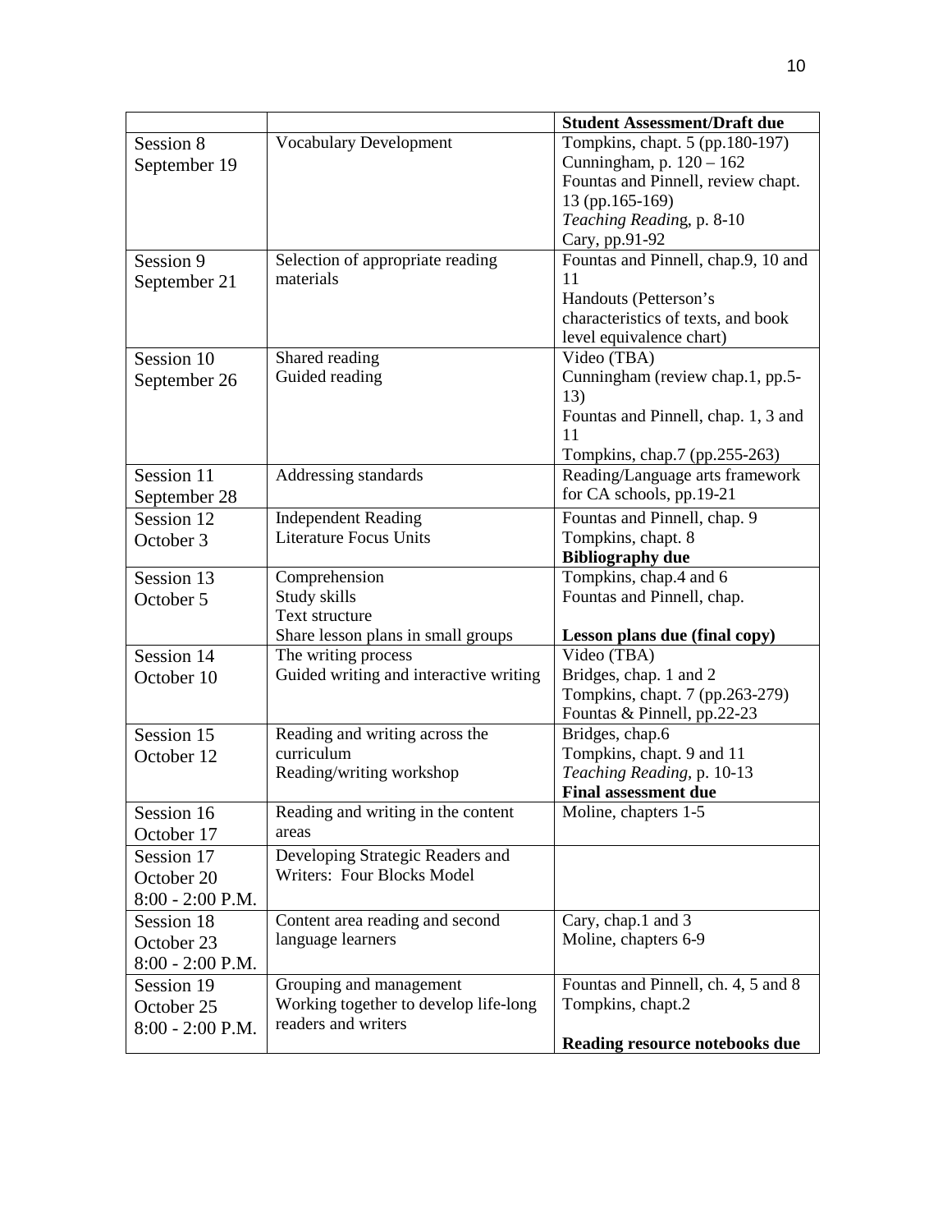| | | **Student Assessment/Draft due** |
|---|---|---|
| Session 8<br>September 19 | Vocabulary Development | Tompkins, chapt. 5 (pp.180-197)<br>Cunningham, p. 120 – 162<br>Fountas and Pinnell, review chapt. 13 (pp.165-169)<br>*Teaching Reading*, p. 8-10<br>Cary, pp.91-92 |
| Session 9<br>September 21 | Selection of appropriate reading materials | Fountas and Pinnell, chap.9, 10 and 11<br>Handouts (Petterson's characteristics of texts, and book level equivalence chart) |
| Session 10<br>September 26 | Shared reading<br>Guided reading | Video (TBA)<br>Cunningham (review chap.1, pp.5-13)<br>Fountas and Pinnell, chap. 1, 3 and 11<br>Tompkins, chap.7 (pp.255-263) |
| Session 11<br>September 28 | Addressing standards | Reading/Language arts framework for CA schools, pp.19-21 |
| Session 12<br>October 3 | Independent Reading<br>Literature Focus Units | Fountas and Pinnell, chap. 9<br>Tompkins, chapt. 8<br>**Bibliography due** |
| Session 13<br>October 5 | Comprehension<br>Study skills<br>Text structure<br>Share lesson plans in small groups | Tompkins, chap.4 and 6<br>Fountas and Pinnell, chap.<br><br>**Lesson plans due (final copy)** |
| Session 14<br>October 10 | The writing process<br>Guided writing and interactive writing | Video (TBA)<br>Bridges, chap. 1 and 2<br>Tompkins, chapt. 7 (pp.263-279)<br>Fountas & Pinnell, pp.22-23 |
| Session 15<br>October 12 | Reading and writing across the curriculum<br>Reading/writing workshop | Bridges, chap.6<br>Tompkins, chapt. 9 and 11<br>*Teaching Reading*, p. 10-13<br>**Final assessment due** |
| Session 16<br>October 17 | Reading and writing in the content areas | Moline, chapters 1-5 |
| Session 17<br>October 20<br>8:00 - 2:00 P.M. | Developing Strategic Readers and Writers: Four Blocks Model | |
| Session 18<br>October 23<br>8:00 - 2:00 P.M. | Content area reading and second language learners | Cary, chap.1 and 3<br>Moline, chapters 6-9 |
| Session 19<br>October 25<br>8:00 - 2:00 P.M. | Grouping and management<br>Working together to develop life-long readers and writers | Fountas and Pinnell, ch. 4, 5 and 8<br>Tompkins, chapt.2<br><br>**Reading resource notebooks due** |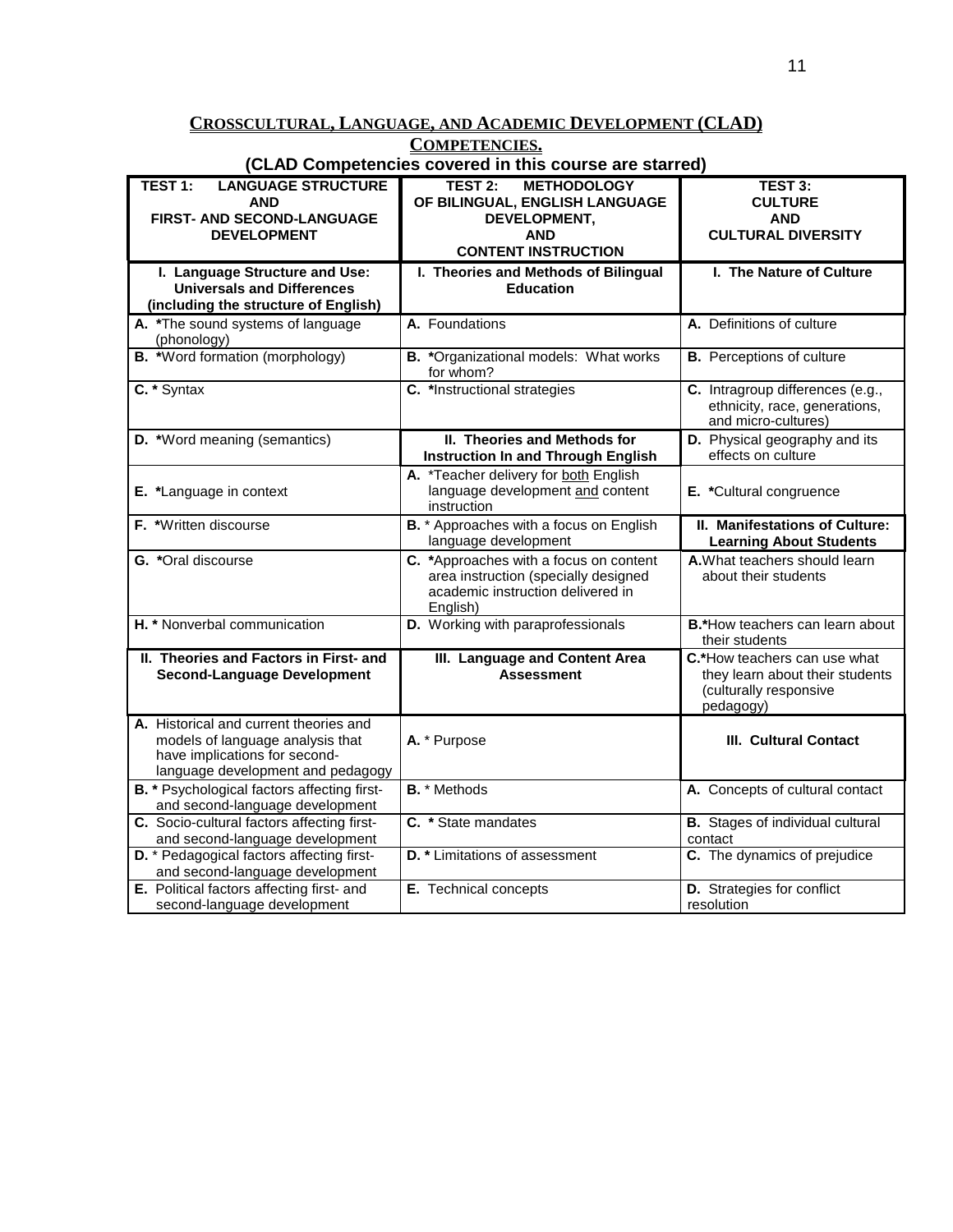## CROSSCULTURAL, LANGUAGE, AND ACADEMIC DEVELOPMENT (CLAD) COMPETENCIES.

**(CLAD Competencies covered in this course are starred)**

| **TEST 1: LANGUAGE STRUCTURE AND FIRST- AND SECOND-LANGUAGE DEVELOPMENT** | **TEST 2: METHODOLOGY OF BILINGUAL, ENGLISH LANGUAGE DEVELOPMENT, AND CONTENT INSTRUCTION** | **TEST 3: CULTURE AND CULTURAL DIVERSITY** |
|---|---|---|
| **I. Language Structure and Use: Universals and Differences (including the structure of English)** | **I. Theories and Methods of Bilingual Education** | **I. The Nature of Culture** |
| **A.** *The sound systems of language (phonology) | **A.** Foundations | **A.** Definitions of culture |
| **B.** *Word formation (morphology) | **B.** *Organizational models: What works for whom? | **B.** Perceptions of culture |
| **C.** * Syntax | **C.** *Instructional strategies | **C.** Intragroup differences (e.g., ethnicity, race, generations, and micro-cultures) |
| **D.** *Word meaning (semantics) | **II. Theories and Methods for Instruction In and Through English** | **D.** Physical geography and its effects on culture |
| **E.** *Language in context | **A.** *Teacher delivery for both English language development and content instruction | **E.** *Cultural congruence |
| **F.** *Written discourse | **B.** * Approaches with a focus on English language development | **II. Manifestations of Culture: Learning About Students** |
| **G.** *Oral discourse | **C.** *Approaches with a focus on content area instruction (specially designed academic instruction delivered in English) | **A.** What teachers should learn about their students |
| **H.** * Nonverbal communication | **D.** Working with paraprofessionals | **B.***How teachers can learn about their students |
| **II. Theories and Factors in First- and Second-Language Development** | **III. Language and Content Area Assessment** | **C.***How teachers can use what they learn about their students (culturally responsive pedagogy) |
| **A.** Historical and current theories and models of language analysis that have implications for second-language development and pedagogy | **A.** * Purpose | **III. Cultural Contact** |
| **B.** * Psychological factors affecting first- and second-language development | **B.** * Methods | **A.** Concepts of cultural contact |
| **C.** Socio-cultural factors affecting first- and second-language development | **C.** * State mandates | **B.** Stages of individual cultural contact |
| **D.** * Pedagogical factors affecting first- and second-language development | **D.** * Limitations of assessment | **C.** The dynamics of prejudice |
| **E.** Political factors affecting first- and second-language development | **E.** Technical concepts | **D.** Strategies for conflict resolution |